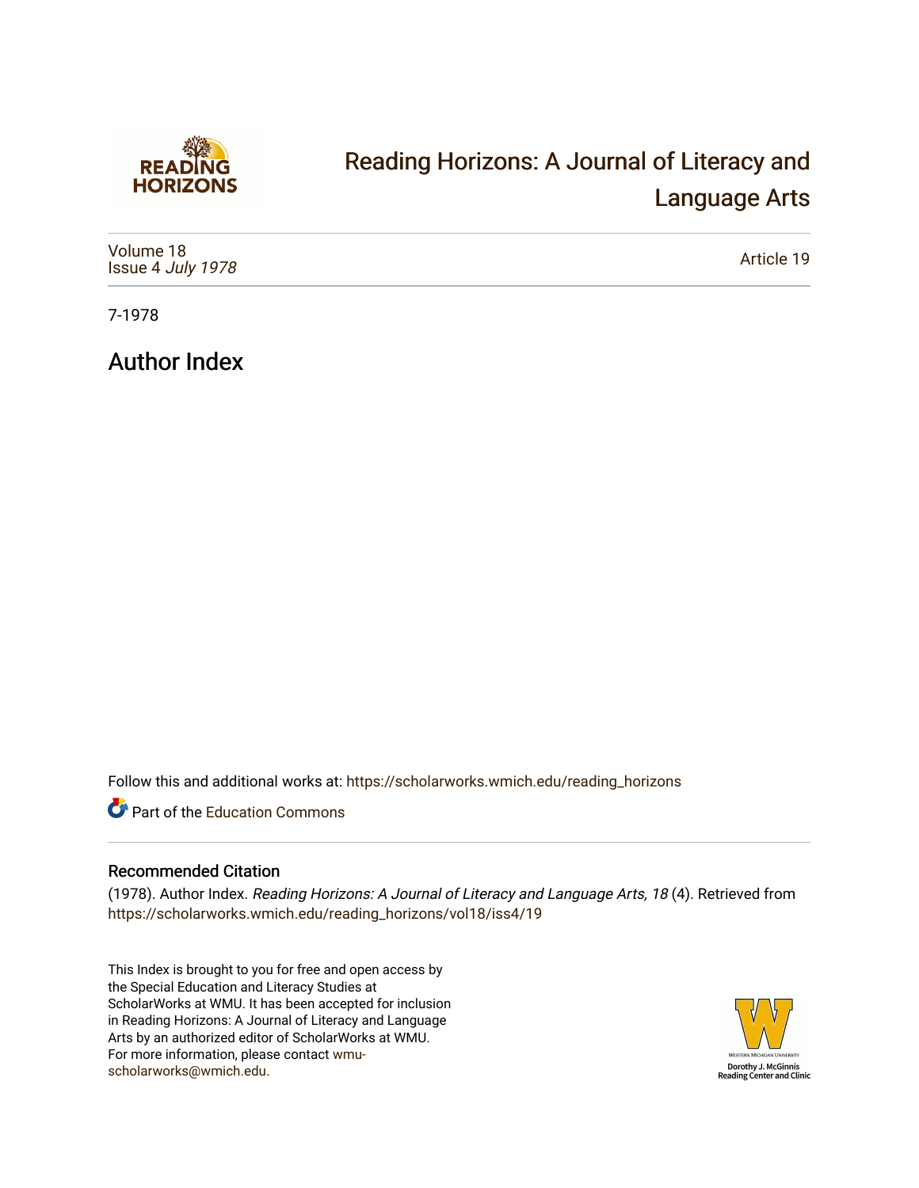# Reading Horizons: A Journal of Literacy and Language Arts

Volume 18
Issue 4 *July 1978*

Article 19

7-1978

## Author Index

Follow this and additional works at: https://scholarworks.wmich.edu/reading_horizons

Part of the Education Commons

### Recommended Citation

(1978). Author Index. *Reading Horizons: A Journal of Literacy and Language Arts, 18* (4). Retrieved from https://scholarworks.wmich.edu/reading_horizons/vol18/iss4/19

This Index is brought to you for free and open access by the Special Education and Literacy Studies at ScholarWorks at WMU. It has been accepted for inclusion in Reading Horizons: A Journal of Literacy and Language Arts by an authorized editor of ScholarWorks at WMU. For more information, please contact wmu-scholarworks@wmich.edu.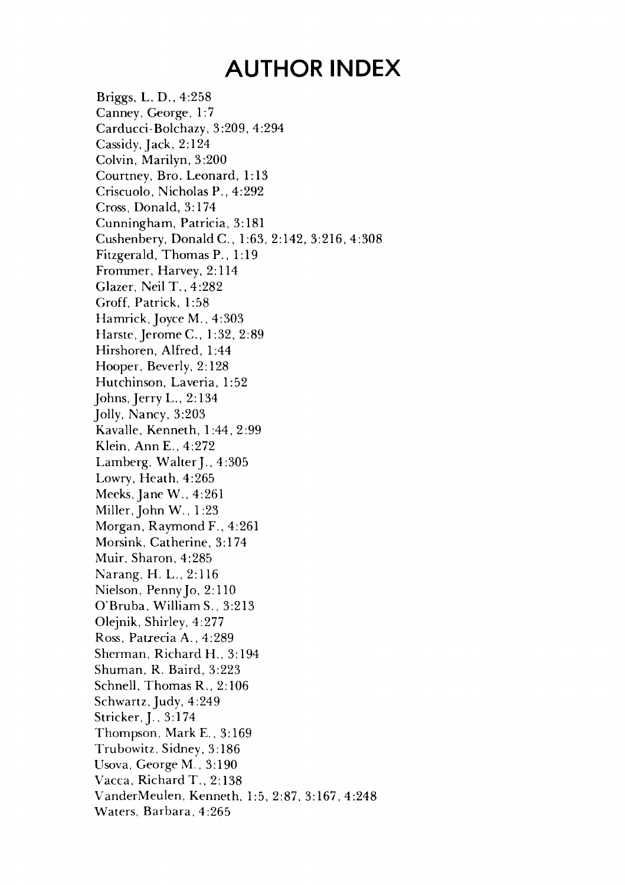# AUTHOR INDEX

Briggs, L. D., 4:258
Canney, George, 1:7
Carducci-Bolchazy, 3:209, 4:294
Cassidy, Jack, 2:124
Colvin, Marilyn, 3:200
Courtney, Bro. Leonard, 1:13
Criscuolo, Nicholas P., 4:292
Cross, Donald, 3:174
Cunningham, Patricia, 3:181
Cushenbery, Donald C., 1:63, 2:142, 3:216, 4:308
Fitzgerald, Thomas P., 1:19
Frommer, Harvey, 2:114
Glazer, Neil T., 4:282
Groff, Patrick, 1:58
Hamrick, Joyce M., 4:303
Harste, Jerome C., 1:32, 2:89
Hirshoren, Alfred, 1:44
Hooper, Beverly, 2:128
Hutchinson, Laveria, 1:52
Johns, Jerry L., 2:134
Jolly, Nancy, 3:203
Kavalle, Kenneth, 1:44, 2:99
Klein, Ann E., 4:272
Lamberg, Walter J., 4:305
Lowry, Heath, 4:265
Meeks, Jane W., 4:261
Miller, John W., 1:23
Morgan, Raymond F., 4:261
Morsink, Catherine, 3:174
Muir, Sharon, 4:285
Narang, H. L., 2:116
Nielson, Penny Jo, 2:110
O'Bruba, William S., 3:213
Olejnik, Shirley, 4:277
Ross, Patrecia A., 4:289
Sherman, Richard H., 3:194
Shuman, R. Baird, 3:223
Schnell, Thomas R., 2:106
Schwartz, Judy, 4:249
Stricker, J., 3:174
Thompson, Mark E., 3:169
Trubowitz, Sidney, 3:186
Usova, George M., 3:190
Vacca, Richard T., 2:138
VanderMeulen, Kenneth, 1:5, 2:87, 3:167, 4:248
Waters, Barbara, 4:265